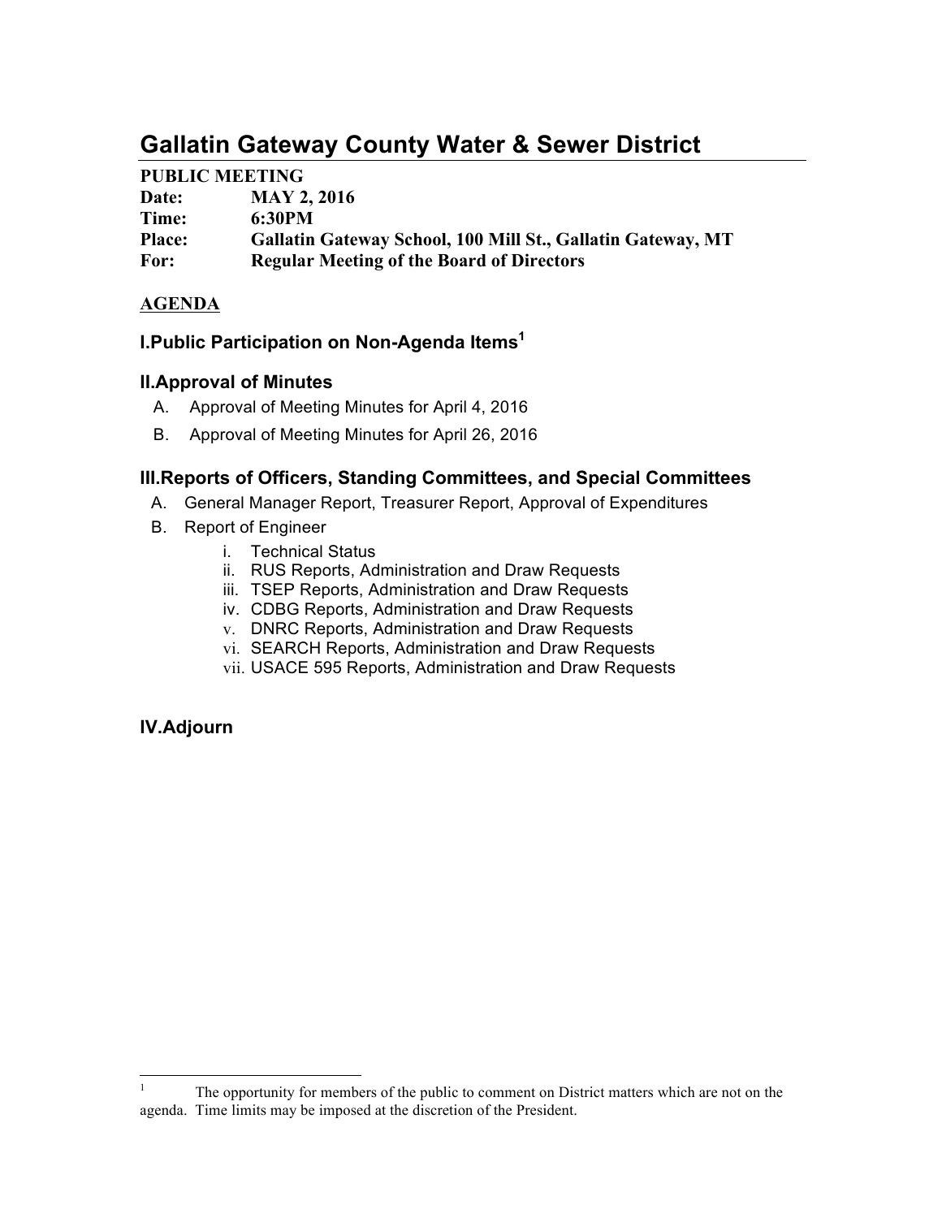# Gallatin Gateway County Water & Sewer District

**PUBLIC MEETING**
**Date:** MAY 2, 2016
**Time:** 6:30PM
**Place:** Gallatin Gateway School, 100 Mill St., Gallatin Gateway, MT
**For:** Regular Meeting of the Board of Directors

**AGENDA**

### I. Public Participation on Non-Agenda Items[1]

### II. Approval of Minutes

A. Approval of Meeting Minutes for April 4, 2016
B. Approval of Meeting Minutes for April 26, 2016

### III. Reports of Officers, Standing Committees, and Special Committees

A. General Manager Report, Treasurer Report, Approval of Expenditures
B. Report of Engineer
   i. Technical Status
   ii. RUS Reports, Administration and Draw Requests
   iii. TSEP Reports, Administration and Draw Requests
   iv. CDBG Reports, Administration and Draw Requests
   v. DNRC Reports, Administration and Draw Requests
   vi. SEARCH Reports, Administration and Draw Requests
   vii. USACE 595 Reports, Administration and Draw Requests

### IV. Adjourn

---

[1] The opportunity for members of the public to comment on District matters which are not on the agenda. Time limits may be imposed at the discretion of the President.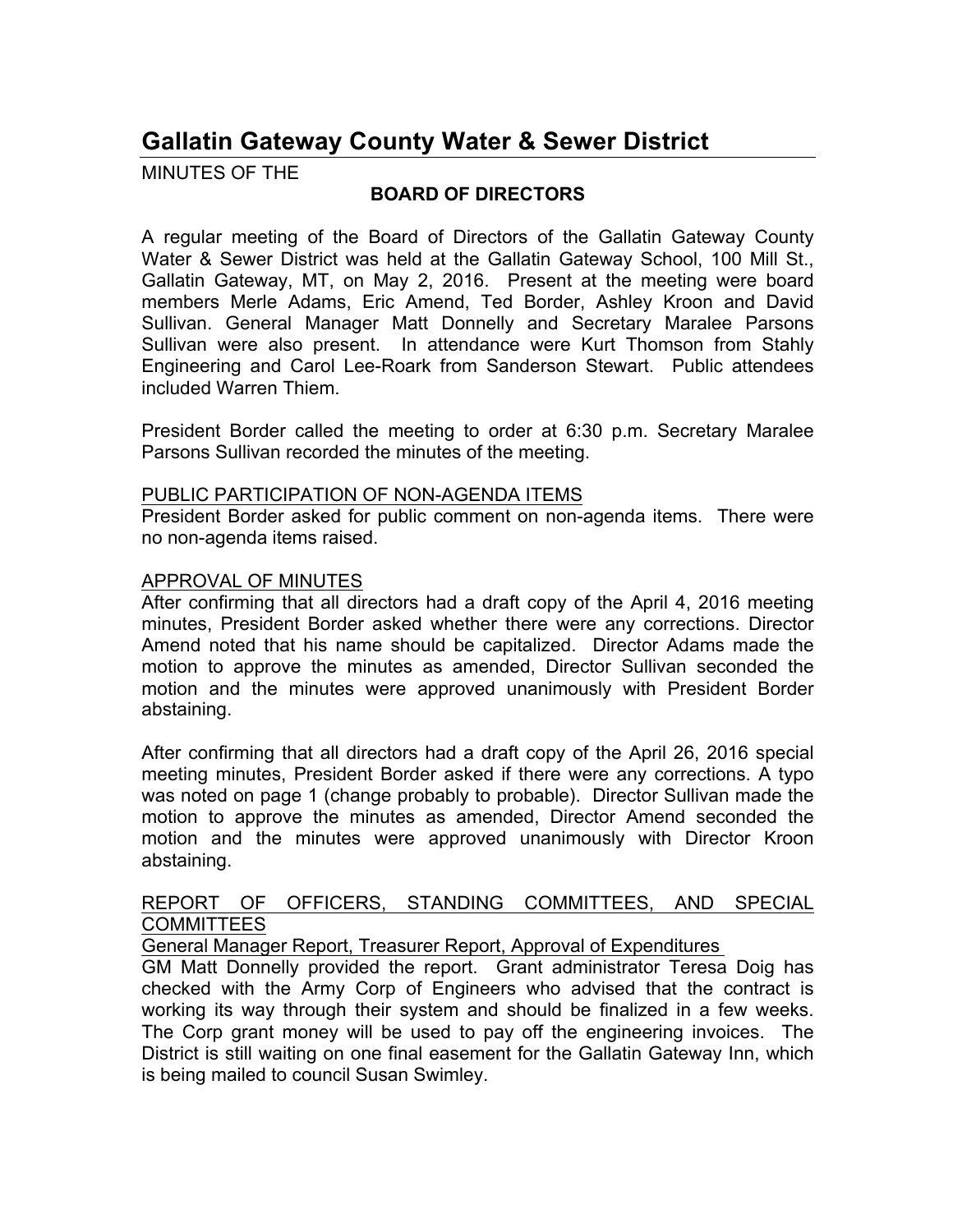// Gallatin Gateway County Water & Sewer District

# Gallatin Gateway County Water & Sewer District

MINUTES OF THE

**BOARD OF DIRECTORS**

A regular meeting of the Board of Directors of the Gallatin Gateway County Water & Sewer District was held at the Gallatin Gateway School, 100 Mill St., Gallatin Gateway, MT, on May 2, 2016. Present at the meeting were board members Merle Adams, Eric Amend, Ted Border, Ashley Kroon and David Sullivan. General Manager Matt Donnelly and Secretary Maralee Parsons Sullivan were also present. In attendance were Kurt Thomson from Stahly Engineering and Carol Lee-Roark from Sanderson Stewart. Public attendees included Warren Thiem.

President Border called the meeting to order at 6:30 p.m. Secretary Maralee Parsons Sullivan recorded the minutes of the meeting.

<u>PUBLIC PARTICIPATION OF NON-AGENDA ITEMS</u>

President Border asked for public comment on non-agenda items. There were no non-agenda items raised.

<u>APPROVAL OF MINUTES</u>

After confirming that all directors had a draft copy of the April 4, 2016 meeting minutes, President Border asked whether there were any corrections. Director Amend noted that his name should be capitalized. Director Adams made the motion to approve the minutes as amended, Director Sullivan seconded the motion and the minutes were approved unanimously with President Border abstaining.

After confirming that all directors had a draft copy of the April 26, 2016 special meeting minutes, President Border asked if there were any corrections. A typo was noted on page 1 (change probably to probable). Director Sullivan made the motion to approve the minutes as amended, Director Amend seconded the motion and the minutes were approved unanimously with Director Kroon abstaining.

<u>REPORT OF OFFICERS, STANDING COMMITTEES, AND SPECIAL COMMITTEES</u>

<u>General Manager Report, Treasurer Report, Approval of Expenditures</u>

GM Matt Donnelly provided the report. Grant administrator Teresa Doig has checked with the Army Corp of Engineers who advised that the contract is working its way through their system and should be finalized in a few weeks. The Corp grant money will be used to pay off the engineering invoices. The District is still waiting on one final easement for the Gallatin Gateway Inn, which is being mailed to council Susan Swimley.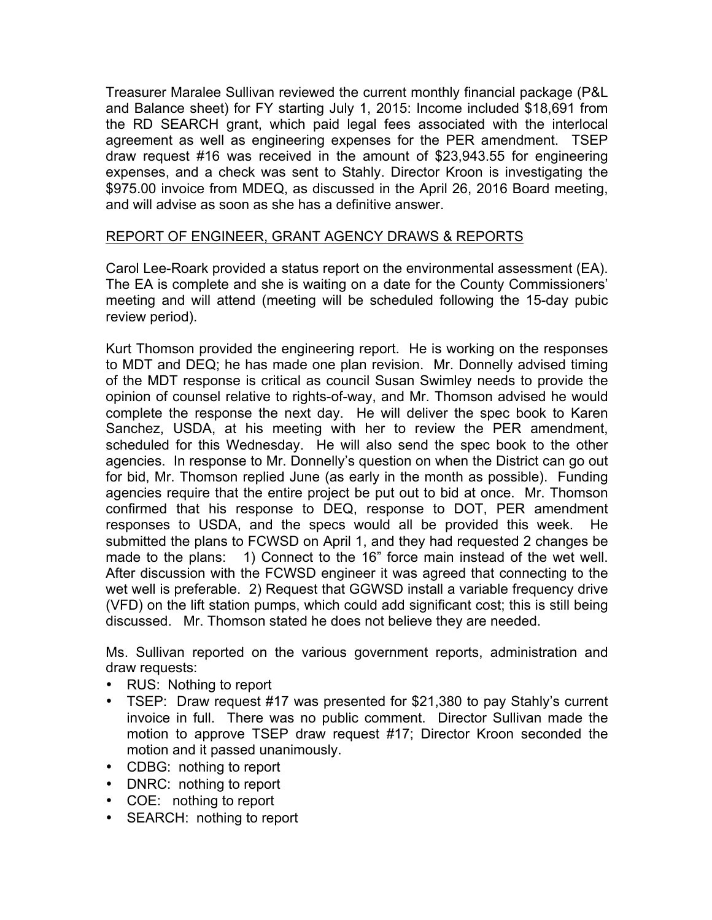Treasurer Maralee Sullivan reviewed the current monthly financial package (P&L and Balance sheet) for FY starting July 1, 2015: Income included $18,691 from the RD SEARCH grant, which paid legal fees associated with the interlocal agreement as well as engineering expenses for the PER amendment. TSEP draw request #16 was received in the amount of $23,943.55 for engineering expenses, and a check was sent to Stahly. Director Kroon is investigating the $975.00 invoice from MDEQ, as discussed in the April 26, 2016 Board meeting, and will advise as soon as she has a definitive answer.

## REPORT OF ENGINEER, GRANT AGENCY DRAWS & REPORTS

Carol Lee-Roark provided a status report on the environmental assessment (EA). The EA is complete and she is waiting on a date for the County Commissioners' meeting and will attend (meeting will be scheduled following the 15-day pubic review period).

Kurt Thomson provided the engineering report. He is working on the responses to MDT and DEQ; he has made one plan revision. Mr. Donnelly advised timing of the MDT response is critical as council Susan Swimley needs to provide the opinion of counsel relative to rights-of-way, and Mr. Thomson advised he would complete the response the next day. He will deliver the spec book to Karen Sanchez, USDA, at his meeting with her to review the PER amendment, scheduled for this Wednesday. He will also send the spec book to the other agencies. In response to Mr. Donnelly's question on when the District can go out for bid, Mr. Thomson replied June (as early in the month as possible). Funding agencies require that the entire project be put out to bid at once. Mr. Thomson confirmed that his response to DEQ, response to DOT, PER amendment responses to USDA, and the specs would all be provided this week. He submitted the plans to FCWSD on April 1, and they had requested 2 changes be made to the plans: 1) Connect to the 16" force main instead of the wet well. After discussion with the FCWSD engineer it was agreed that connecting to the wet well is preferable. 2) Request that GGWSD install a variable frequency drive (VFD) on the lift station pumps, which could add significant cost; this is still being discussed. Mr. Thomson stated he does not believe they are needed.

Ms. Sullivan reported on the various government reports, administration and draw requests:

- RUS: Nothing to report
- TSEP: Draw request #17 was presented for $21,380 to pay Stahly's current invoice in full. There was no public comment. Director Sullivan made the motion to approve TSEP draw request #17; Director Kroon seconded the motion and it passed unanimously.
- CDBG: nothing to report
- DNRC: nothing to report
- COE: nothing to report
- SEARCH: nothing to report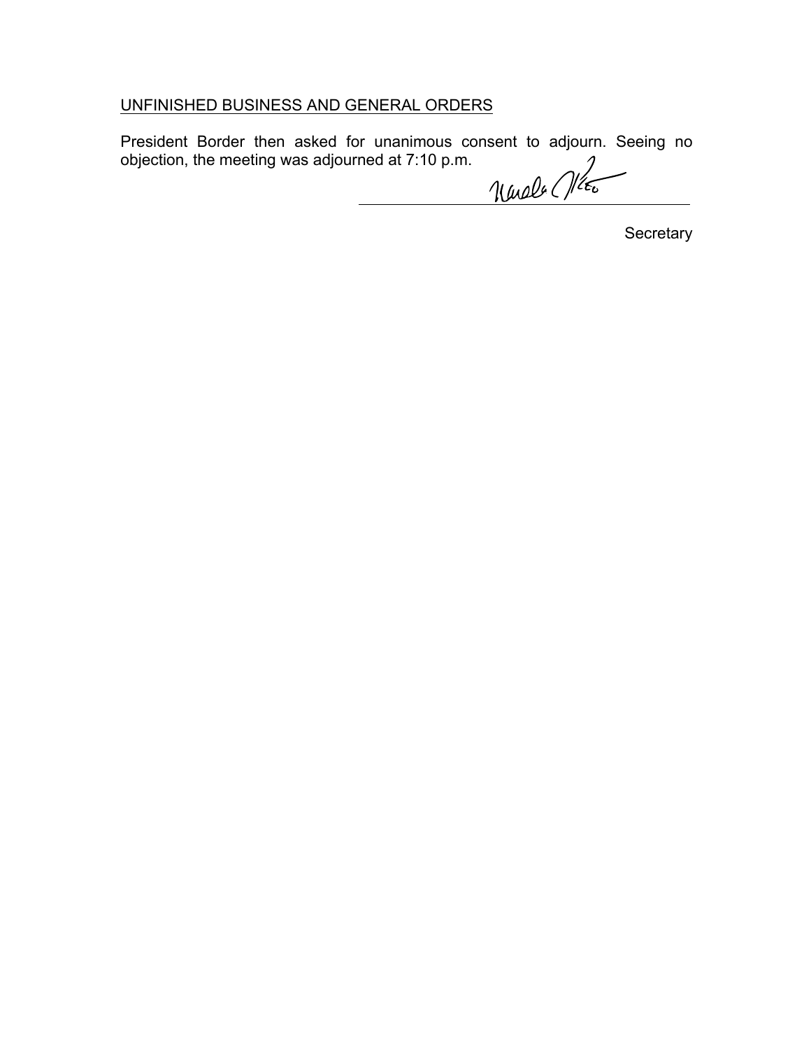## UNFINISHED BUSINESS AND GENERAL ORDERS

President Border then asked for unanimous consent to adjourn. Seeing no objection, the meeting was adjourned at 7:10 p.m.

\_\_\_\_\_\_\_\_\_\_\_\_\_\_\_\_\_\_\_\_\_\_\_\_\_\_\_\_\_\_\_\_\_\_\_\_

Secretary